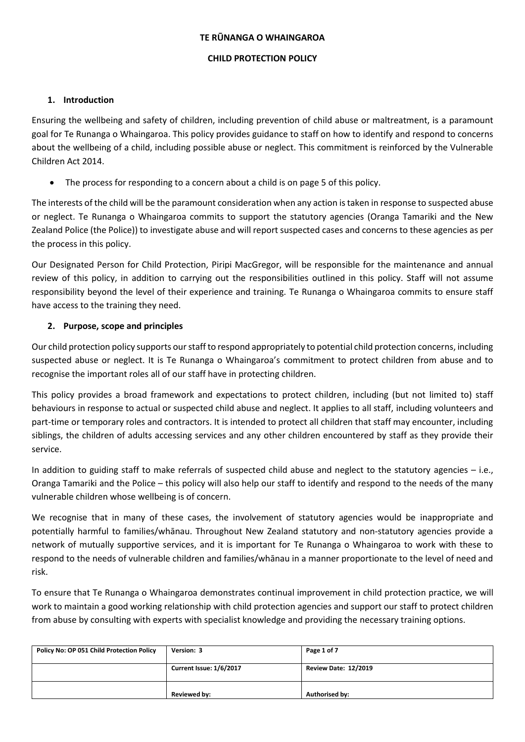# TE RŪNANGA O WHAINGAROA

## CHILD PROTECTION POLICY

### 1. Introduction

Ensuring the wellbeing and safety of children, including prevention of child abuse or maltreatment, is a paramount goal for Te Runanga o Whaingaroa. This policy provides guidance to staff on how to identify and respond to concerns about the wellbeing of a child, including possible abuse or neglect. This commitment is reinforced by the Vulnerable Children Act 2014.

- The process for responding to a concern about a child is on page 5 of this policy.

The interests of the child will be the paramount consideration when any action is taken in response to suspected abuse or neglect. Te Runanga o Whaingaroa commits to support the statutory agencies (Oranga Tamariki and the New Zealand Police (the Police)) to investigate abuse and will report suspected cases and concerns to these agencies as per the process in this policy.

Our Designated Person for Child Protection, Piripi MacGregor, will be responsible for the maintenance and annual review of this policy, in addition to carrying out the responsibilities outlined in this policy. Staff will not assume responsibility beyond the level of their experience and training. Te Runanga o Whaingaroa commits to ensure staff have access to the training they need.

### 2. Purpose, scope and principles

Our child protection policy supports our staff to respond appropriately to potential child protection concerns, including suspected abuse or neglect. It is Te Runanga o Whaingaroa's commitment to protect children from abuse and to recognise the important roles all of our staff have in protecting children.

This policy provides a broad framework and expectations to protect children, including (but not limited to) staff behaviours in response to actual or suspected child abuse and neglect. It applies to all staff, including volunteers and part-time or temporary roles and contractors. It is intended to protect all children that staff may encounter, including siblings, the children of adults accessing services and any other children encountered by staff as they provide their service.

In addition to guiding staff to make referrals of suspected child abuse and neglect to the statutory agencies – i.e., Oranga Tamariki and the Police – this policy will also help our staff to identify and respond to the needs of the many vulnerable children whose wellbeing is of concern.

We recognise that in many of these cases, the involvement of statutory agencies would be inappropriate and potentially harmful to families/whānau. Throughout New Zealand statutory and non-statutory agencies provide a network of mutually supportive services, and it is important for Te Runanga o Whaingaroa to work with these to respond to the needs of vulnerable children and families/whānau in a manner proportionate to the level of need and risk.

To ensure that Te Runanga o Whaingaroa demonstrates continual improvement in child protection practice, we will work to maintain a good working relationship with child protection agencies and support our staff to protect children from abuse by consulting with experts with specialist knowledge and providing the necessary training options.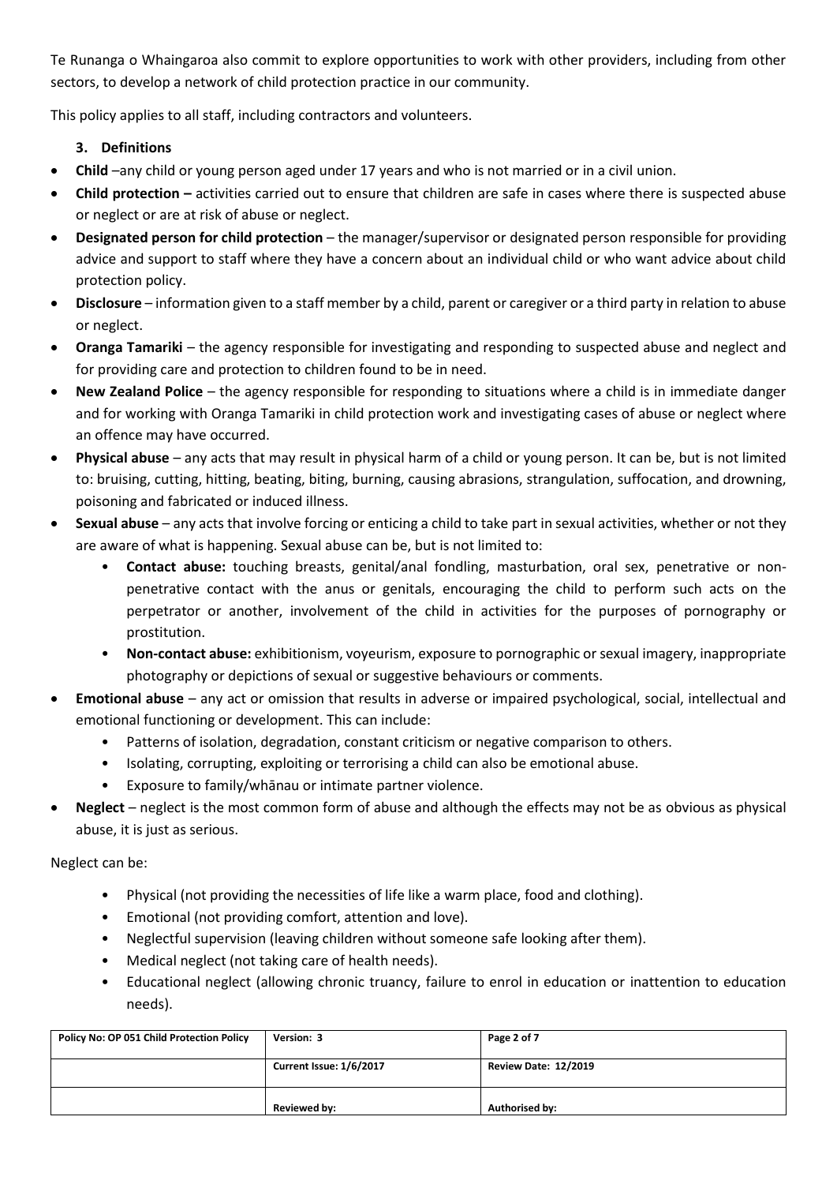Te Runanga o Whaingaroa also commit to explore opportunities to work with other providers, including from other sectors, to develop a network of child protection practice in our community.

This policy applies to all staff, including contractors and volunteers.

### 3. Definitions

- **Child** –any child or young person aged under 17 years and who is not married or in a civil union.
- **Child protection –** activities carried out to ensure that children are safe in cases where there is suspected abuse or neglect or are at risk of abuse or neglect.
- **Designated person for child protection** – the manager/supervisor or designated person responsible for providing advice and support to staff where they have a concern about an individual child or who want advice about child protection policy.
- **Disclosure** – information given to a staff member by a child, parent or caregiver or a third party in relation to abuse or neglect.
- **Oranga Tamariki** – the agency responsible for investigating and responding to suspected abuse and neglect and for providing care and protection to children found to be in need.
- **New Zealand Police** – the agency responsible for responding to situations where a child is in immediate danger and for working with Oranga Tamariki in child protection work and investigating cases of abuse or neglect where an offence may have occurred.
- **Physical abuse** – any acts that may result in physical harm of a child or young person. It can be, but is not limited to: bruising, cutting, hitting, beating, biting, burning, causing abrasions, strangulation, suffocation, and drowning, poisoning and fabricated or induced illness.
- **Sexual abuse** – any acts that involve forcing or enticing a child to take part in sexual activities, whether or not they are aware of what is happening. Sexual abuse can be, but is not limited to:
  - **Contact abuse:** touching breasts, genital/anal fondling, masturbation, oral sex, penetrative or non-penetrative contact with the anus or genitals, encouraging the child to perform such acts on the perpetrator or another, involvement of the child in activities for the purposes of pornography or prostitution.
  - **Non-contact abuse:** exhibitionism, voyeurism, exposure to pornographic or sexual imagery, inappropriate photography or depictions of sexual or suggestive behaviours or comments.
- **Emotional abuse** – any act or omission that results in adverse or impaired psychological, social, intellectual and emotional functioning or development. This can include:
  - Patterns of isolation, degradation, constant criticism or negative comparison to others.
  - Isolating, corrupting, exploiting or terrorising a child can also be emotional abuse.
  - Exposure to family/whānau or intimate partner violence.
- **Neglect** – neglect is the most common form of abuse and although the effects may not be as obvious as physical abuse, it is just as serious.

Neglect can be:

- Physical (not providing the necessities of life like a warm place, food and clothing).
- Emotional (not providing comfort, attention and love).
- Neglectful supervision (leaving children without someone safe looking after them).
- Medical neglect (not taking care of health needs).
- Educational neglect (allowing chronic truancy, failure to enrol in education or inattention to education needs).

| Policy No: OP 051 Child Protection Policy | Version: 3 | Page 2 of 7 |
|---|---|---|
| | Current Issue: 1/6/2017 | Review Date: 12/2019 |
| | Reviewed by: | Authorised by: |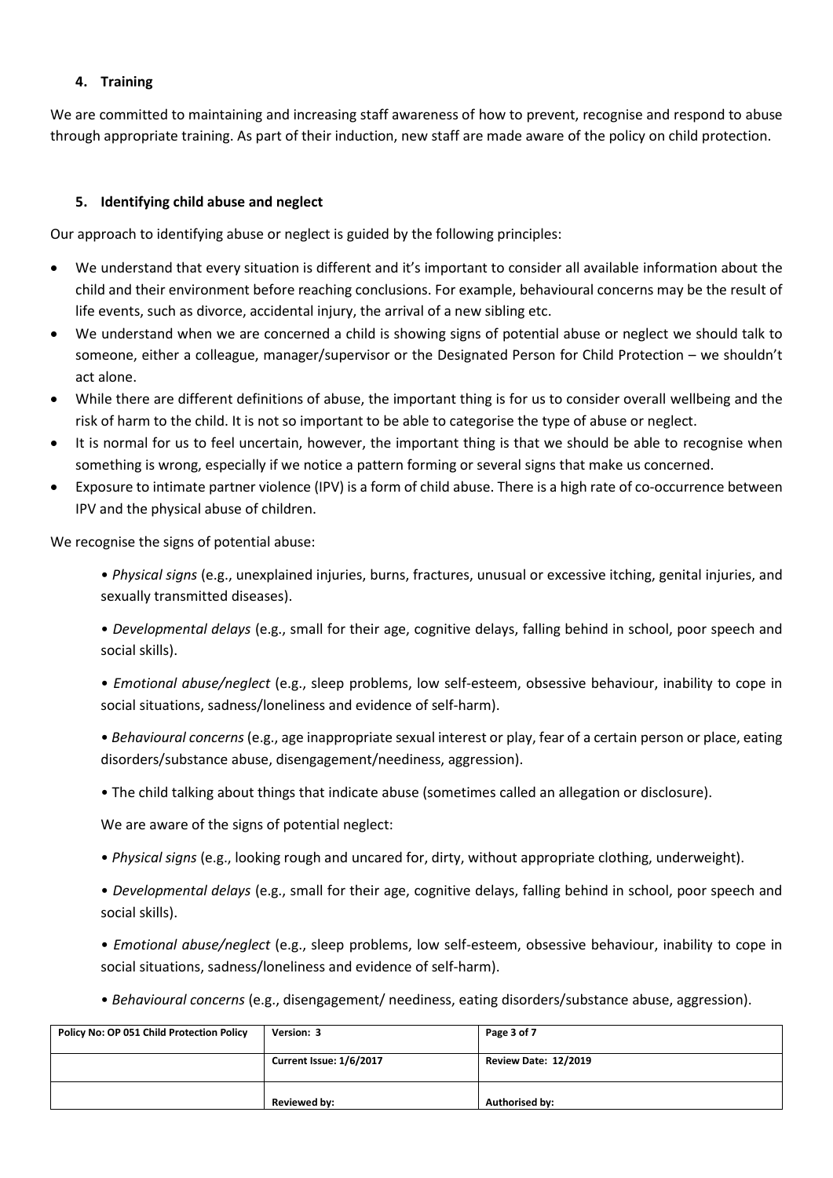## 4. Training

We are committed to maintaining and increasing staff awareness of how to prevent, recognise and respond to abuse through appropriate training. As part of their induction, new staff are made aware of the policy on child protection.

## 5. Identifying child abuse and neglect

Our approach to identifying abuse or neglect is guided by the following principles:

- We understand that every situation is different and it's important to consider all available information about the child and their environment before reaching conclusions. For example, behavioural concerns may be the result of life events, such as divorce, accidental injury, the arrival of a new sibling etc.
- We understand when we are concerned a child is showing signs of potential abuse or neglect we should talk to someone, either a colleague, manager/supervisor or the Designated Person for Child Protection – we shouldn't act alone.
- While there are different definitions of abuse, the important thing is for us to consider overall wellbeing and the risk of harm to the child. It is not so important to be able to categorise the type of abuse or neglect.
- It is normal for us to feel uncertain, however, the important thing is that we should be able to recognise when something is wrong, especially if we notice a pattern forming or several signs that make us concerned.
- Exposure to intimate partner violence (IPV) is a form of child abuse. There is a high rate of co-occurrence between IPV and the physical abuse of children.

We recognise the signs of potential abuse:

- *Physical signs* (e.g., unexplained injuries, burns, fractures, unusual or excessive itching, genital injuries, and sexually transmitted diseases).
- *Developmental delays* (e.g., small for their age, cognitive delays, falling behind in school, poor speech and social skills).
- *Emotional abuse/neglect* (e.g., sleep problems, low self-esteem, obsessive behaviour, inability to cope in social situations, sadness/loneliness and evidence of self-harm).
- *Behavioural concerns* (e.g., age inappropriate sexual interest or play, fear of a certain person or place, eating disorders/substance abuse, disengagement/neediness, aggression).
- The child talking about things that indicate abuse (sometimes called an allegation or disclosure).

We are aware of the signs of potential neglect:

- *Physical signs* (e.g., looking rough and uncared for, dirty, without appropriate clothing, underweight).
- *Developmental delays* (e.g., small for their age, cognitive delays, falling behind in school, poor speech and social skills).
- *Emotional abuse/neglect* (e.g., sleep problems, low self-esteem, obsessive behaviour, inability to cope in social situations, sadness/loneliness and evidence of self-harm).
- *Behavioural concerns* (e.g., disengagement/ neediness, eating disorders/substance abuse, aggression).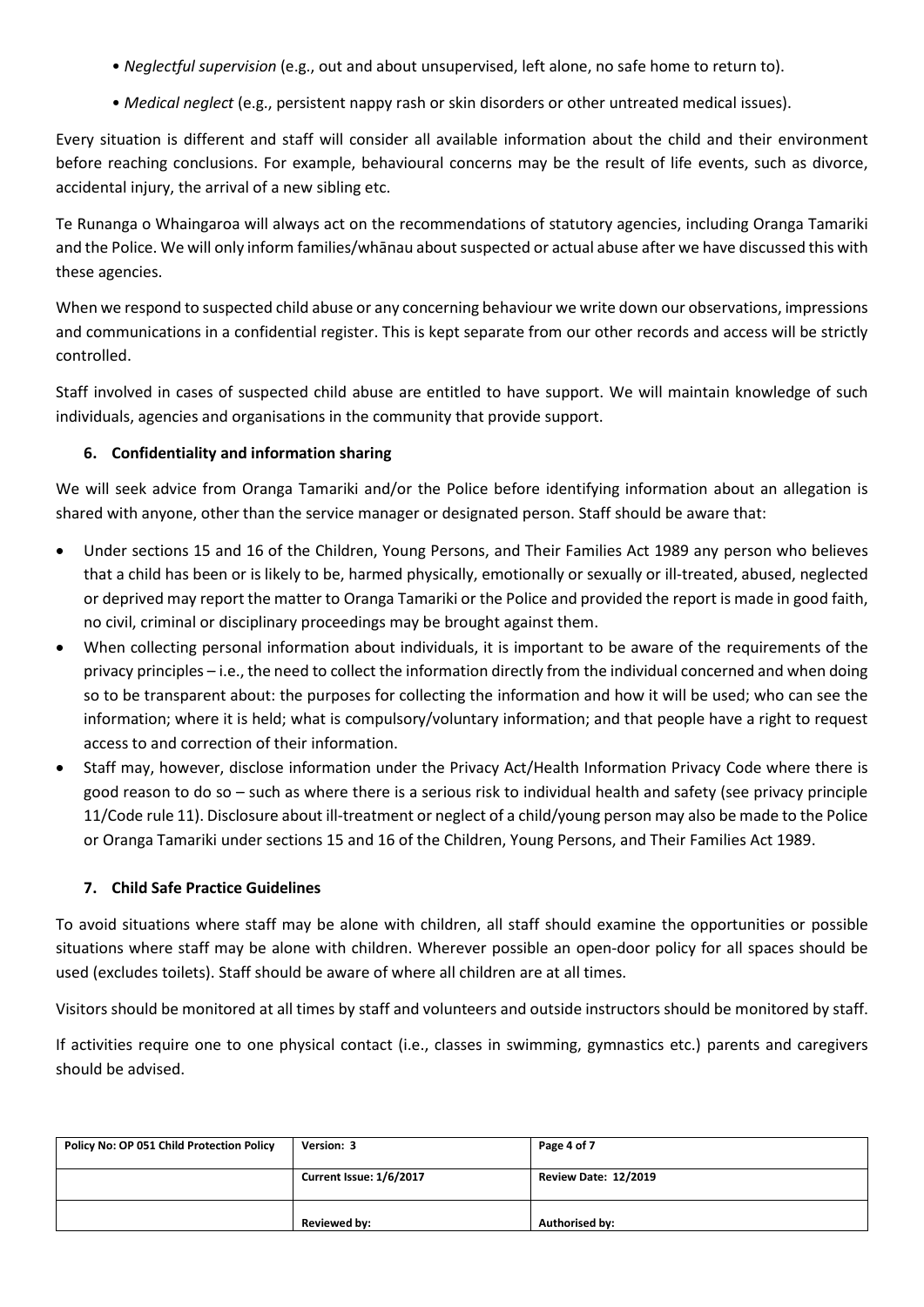- *Neglectful supervision* (e.g., out and about unsupervised, left alone, no safe home to return to).
- *Medical neglect* (e.g., persistent nappy rash or skin disorders or other untreated medical issues).

Every situation is different and staff will consider all available information about the child and their environment before reaching conclusions. For example, behavioural concerns may be the result of life events, such as divorce, accidental injury, the arrival of a new sibling etc.

Te Runanga o Whaingaroa will always act on the recommendations of statutory agencies, including Oranga Tamariki and the Police. We will only inform families/whānau about suspected or actual abuse after we have discussed this with these agencies.

When we respond to suspected child abuse or any concerning behaviour we write down our observations, impressions and communications in a confidential register. This is kept separate from our other records and access will be strictly controlled.

Staff involved in cases of suspected child abuse are entitled to have support. We will maintain knowledge of such individuals, agencies and organisations in the community that provide support.

### 6. Confidentiality and information sharing

We will seek advice from Oranga Tamariki and/or the Police before identifying information about an allegation is shared with anyone, other than the service manager or designated person. Staff should be aware that:

- Under sections 15 and 16 of the Children, Young Persons, and Their Families Act 1989 any person who believes that a child has been or is likely to be, harmed physically, emotionally or sexually or ill-treated, abused, neglected or deprived may report the matter to Oranga Tamariki or the Police and provided the report is made in good faith, no civil, criminal or disciplinary proceedings may be brought against them.
- When collecting personal information about individuals, it is important to be aware of the requirements of the privacy principles – i.e., the need to collect the information directly from the individual concerned and when doing so to be transparent about: the purposes for collecting the information and how it will be used; who can see the information; where it is held; what is compulsory/voluntary information; and that people have a right to request access to and correction of their information.
- Staff may, however, disclose information under the Privacy Act/Health Information Privacy Code where there is good reason to do so – such as where there is a serious risk to individual health and safety (see privacy principle 11/Code rule 11). Disclosure about ill-treatment or neglect of a child/young person may also be made to the Police or Oranga Tamariki under sections 15 and 16 of the Children, Young Persons, and Their Families Act 1989.

### 7. Child Safe Practice Guidelines

To avoid situations where staff may be alone with children, all staff should examine the opportunities or possible situations where staff may be alone with children. Wherever possible an open-door policy for all spaces should be used (excludes toilets). Staff should be aware of where all children are at all times.

Visitors should be monitored at all times by staff and volunteers and outside instructors should be monitored by staff.

If activities require one to one physical contact (i.e., classes in swimming, gymnastics etc.) parents and caregivers should be advised.

| Policy No: OP 051 Child Protection Policy | Version: 3 | Page 4 of 7 |
|---|---|---|
| | Current Issue: 1/6/2017 | Review Date: 12/2019 |
| | Reviewed by: | Authorised by: |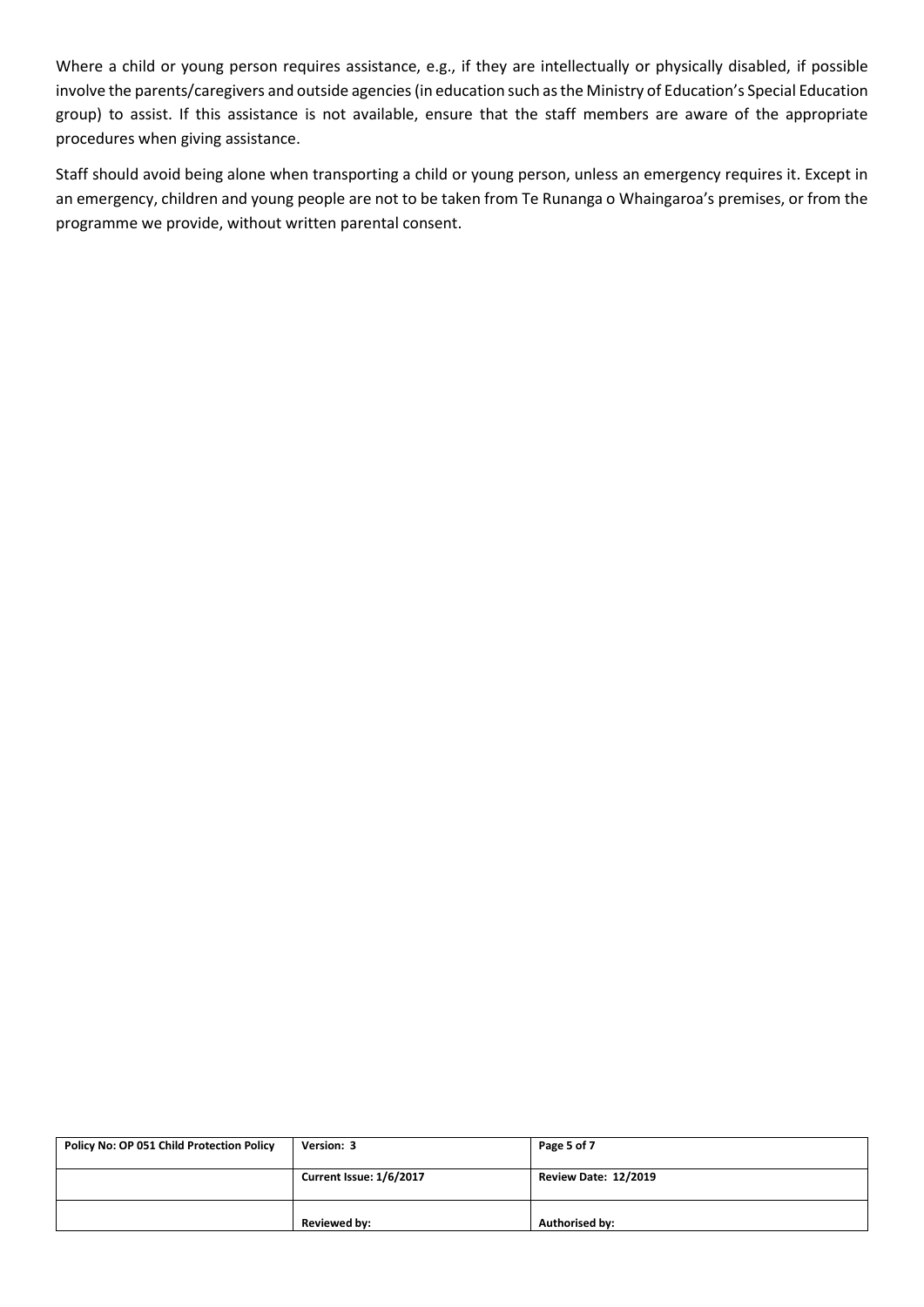Where a child or young person requires assistance, e.g., if they are intellectually or physically disabled, if possible involve the parents/caregivers and outside agencies (in education such as the Ministry of Education's Special Education group) to assist. If this assistance is not available, ensure that the staff members are aware of the appropriate procedures when giving assistance.

Staff should avoid being alone when transporting a child or young person, unless an emergency requires it. Except in an emergency, children and young people are not to be taken from Te Runanga o Whaingaroa's premises, or from the programme we provide, without written parental consent.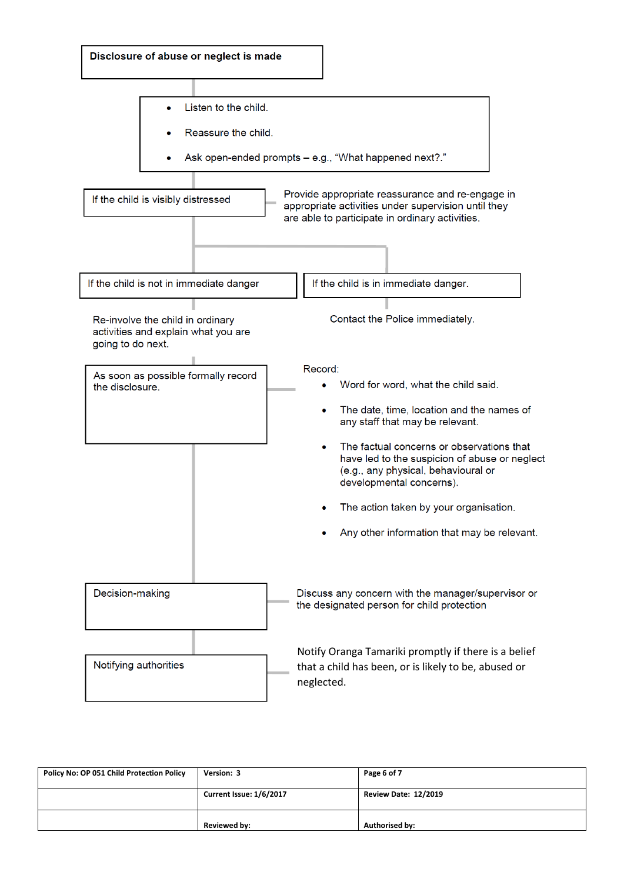**Disclosure of abuse or neglect is made**

- Listen to the child.
- Reassure the child.
- Ask open-ended prompts – e.g., “What happened next?.”

**If the child is visibly distressed**

Provide appropriate reassurance and re-engage in appropriate activities under supervision until they are able to participate in ordinary activities.

**If the child is not in immediate danger**

Re-involve the child in ordinary activities and explain what you are going to do next.

**If the child is in immediate danger.**

Contact the Police immediately.

**As soon as possible formally record the disclosure.**

Record:

- Word for word, what the child said.
- The date, time, location and the names of any staff that may be relevant.
- The factual concerns or observations that have led to the suspicion of abuse or neglect (e.g., any physical, behavioural or developmental concerns).
- The action taken by your organisation.
- Any other information that may be relevant.

**Decision-making**

Discuss any concern with the manager/supervisor or the designated person for child protection

**Notifying authorities**

Notify Oranga Tamariki promptly if there is a belief that a child has been, or is likely to be, abused or neglected.

| Policy No: OP 051 Child Protection Policy | Version: 3 | Page 6 of 7 |
|---|---|---|
| | Current Issue: 1/6/2017 | Review Date: 12/2019 |
| | Reviewed by: | Authorised by: |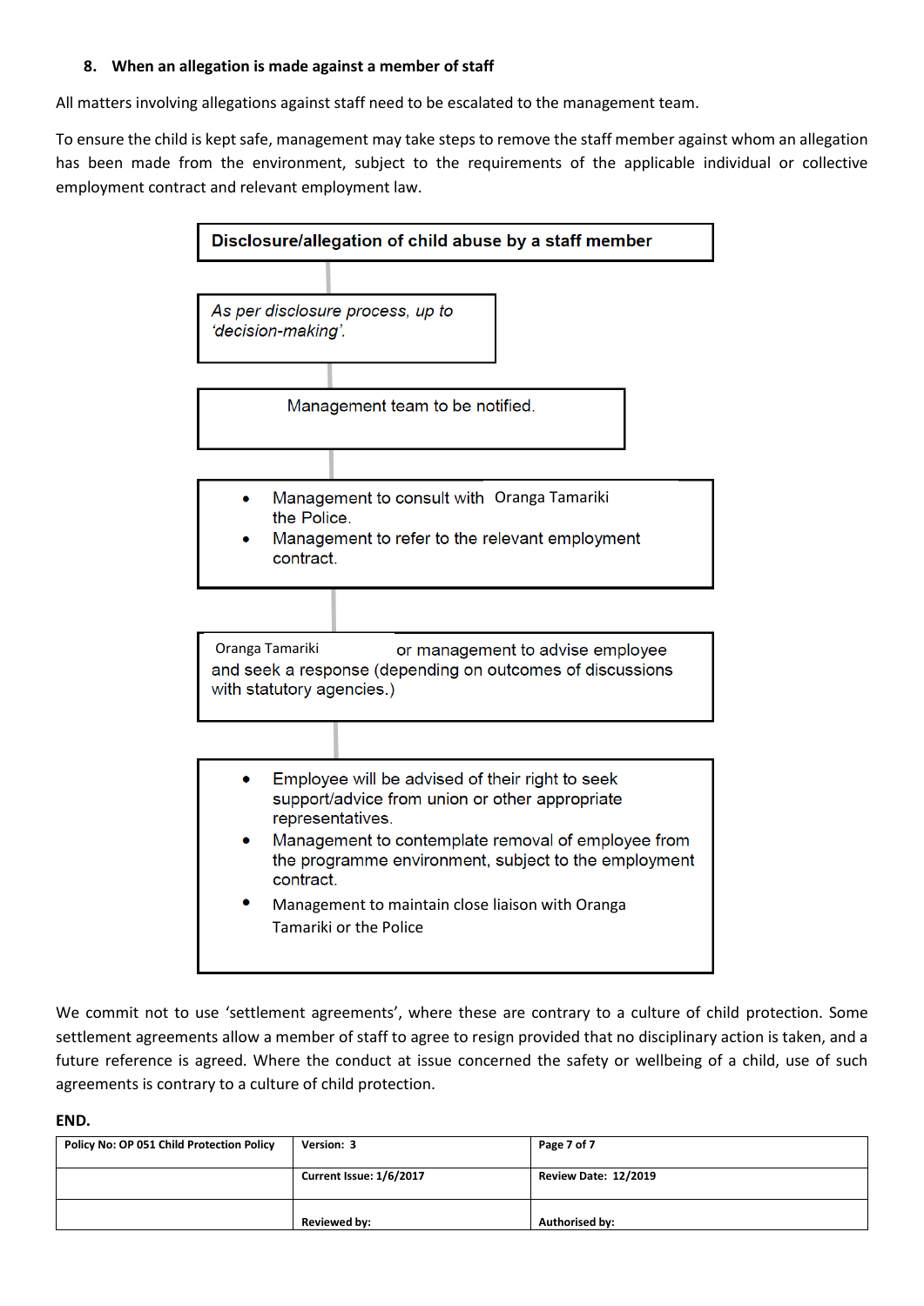### 8. When an allegation is made against a member of staff

All matters involving allegations against staff need to be escalated to the management team.

To ensure the child is kept safe, management may take steps to remove the staff member against whom an allegation has been made from the environment, subject to the requirements of the applicable individual or collective employment contract and relevant employment law.

**Disclosure/allegation of child abuse by a staff member**

*As per disclosure process, up to 'decision-making'.*

Management team to be notified.

- Management to consult with Oranga Tamariki the Police.
- Management to refer to the relevant employment contract.

Oranga Tamariki or management to advise employee and seek a response (depending on outcomes of discussions with statutory agencies.)

- Employee will be advised of their right to seek support/advice from union or other appropriate representatives.
- Management to contemplate removal of employee from the programme environment, subject to the employment contract.
- Management to maintain close liaison with Oranga Tamariki or the Police

We commit not to use 'settlement agreements', where these are contrary to a culture of child protection. Some settlement agreements allow a member of staff to agree to resign provided that no disciplinary action is taken, and a future reference is agreed. Where the conduct at issue concerned the safety or wellbeing of a child, use of such agreements is contrary to a culture of child protection.

**END.**

| | | |
|---|---|---|
| **Policy No: OP 051 Child Protection Policy** | **Version: 3** | **Page 7 of 7** |
| | **Current Issue: 1/6/2017** | **Review Date: 12/2019** |
| | **Reviewed by:** | **Authorised by:** |